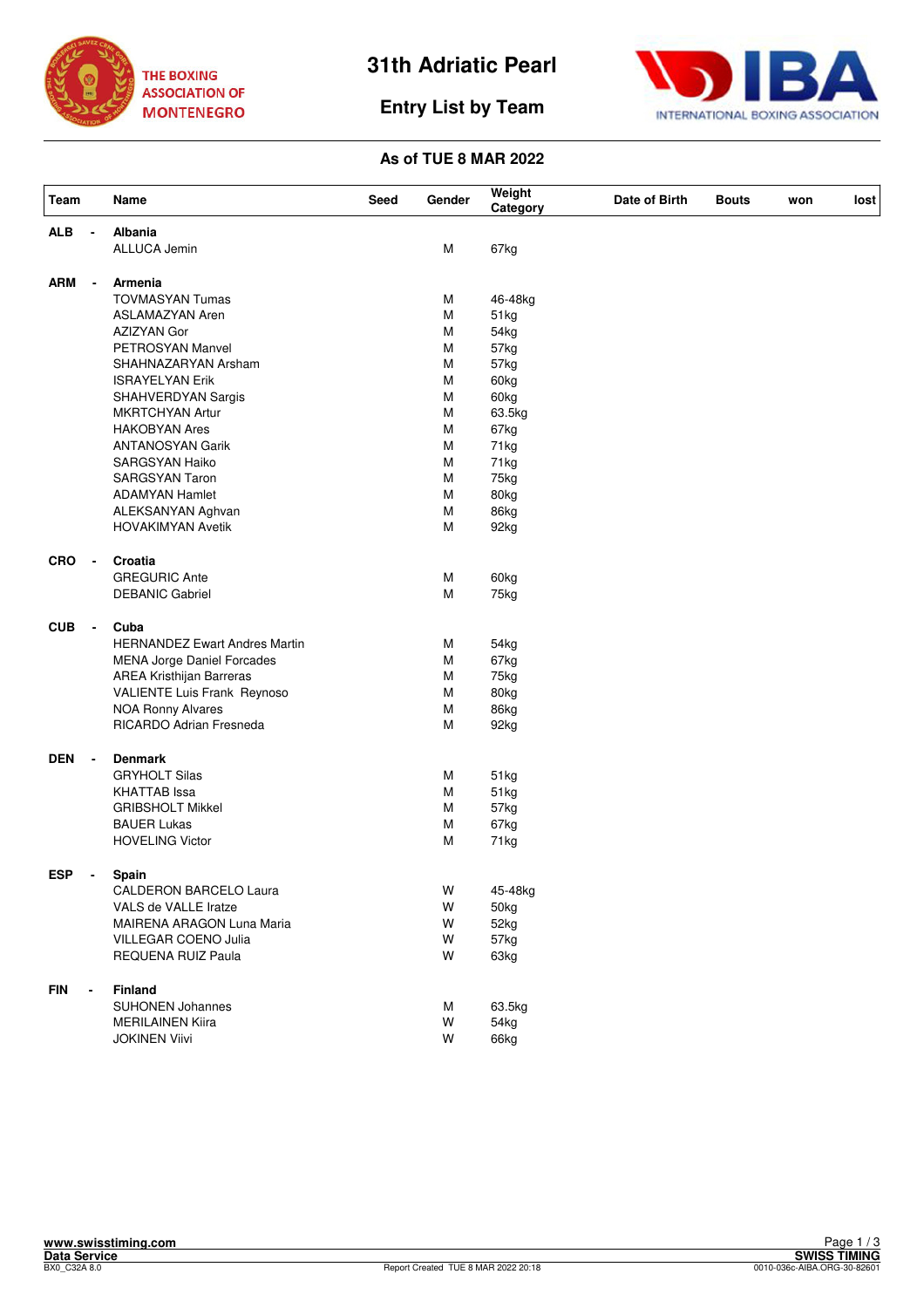THE BOXING ASSOCIATION OF MONTENEGRO

# 31th Adriatic Pearl

## Entry List by Team

INTERNATIONAL BOXING ASSOCIATION

### As of TUE 8 MAR 2022

| Team | | Name | Seed | Gender | Weight Category | Date of Birth | Bouts | won | lost |
|---|---|---|---|---|---|---|---|---|---|
| **ALB** | **-** | **Albania** | | | | | | | |
| | | ALLUCA Jemin | | M | 67kg | | | | |
| **ARM** | **-** | **Armenia** | | | | | | | |
| | | TOVMASYAN Tumas | | M | 46-48kg | | | | |
| | | ASLAMAZYAN Aren | | M | 51kg | | | | |
| | | AZIZYAN Gor | | M | 54kg | | | | |
| | | PETROSYAN Manvel | | M | 57kg | | | | |
| | | SHAHNAZARYAN Arsham | | M | 57kg | | | | |
| | | ISRAYELYAN Erik | | M | 60kg | | | | |
| | | SHAHVERDYAN Sargis | | M | 60kg | | | | |
| | | MKRTCHYAN Artur | | M | 63.5kg | | | | |
| | | HAKOBYAN Ares | | M | 67kg | | | | |
| | | ANTANOSYAN Garik | | M | 71kg | | | | |
| | | SARGSYAN Haiko | | M | 71kg | | | | |
| | | SARGSYAN Taron | | M | 75kg | | | | |
| | | ADAMYAN Hamlet | | M | 80kg | | | | |
| | | ALEKSANYAN Aghvan | | M | 86kg | | | | |
| | | HOVAKIMYAN Avetik | | M | 92kg | | | | |
| **CRO** | **-** | **Croatia** | | | | | | | |
| | | GREGURIC Ante | | M | 60kg | | | | |
| | | DEBANIC Gabriel | | M | 75kg | | | | |
| **CUB** | **-** | **Cuba** | | | | | | | |
| | | HERNANDEZ Ewart Andres Martin | | M | 54kg | | | | |
| | | MENA Jorge Daniel Forcades | | M | 67kg | | | | |
| | | AREA Kristhijan Barreras | | M | 75kg | | | | |
| | | VALIENTE Luis Frank Reynoso | | M | 80kg | | | | |
| | | NOA Ronny Alvares | | M | 86kg | | | | |
| | | RICARDO Adrian Fresneda | | M | 92kg | | | | |
| **DEN** | **-** | **Denmark** | | | | | | | |
| | | GRYHOLT Silas | | M | 51kg | | | | |
| | | KHATTAB Issa | | M | 51kg | | | | |
| | | GRIBSHOLT Mikkel | | M | 57kg | | | | |
| | | BAUER Lukas | | M | 67kg | | | | |
| | | HOVELING Victor | | M | 71kg | | | | |
| **ESP** | **-** | **Spain** | | | | | | | |
| | | CALDERON BARCELO Laura | | W | 45-48kg | | | | |
| | | VALS de VALLE Iratze | | W | 50kg | | | | |
| | | MAIRENA ARAGON Luna Maria | | W | 52kg | | | | |
| | | VILLEGAR COENO Julia | | W | 57kg | | | | |
| | | REQUENA RUIZ Paula | | W | 63kg | | | | |
| **FIN** | **-** | **Finland** | | | | | | | |
| | | SUHONEN Johannes | | M | 63.5kg | | | | |
| | | MERILAINEN Kiira | | W | 54kg | | | | |
| | | JOKINEN Viivi | | W | 66kg | | | | |

www.swisstiming.com
Data Service
BX0_C32A 8.0

Report Created TUE 8 MAR 2022 20:18

SWISS TIMING
0010-036c-AIBA.ORG-30-82601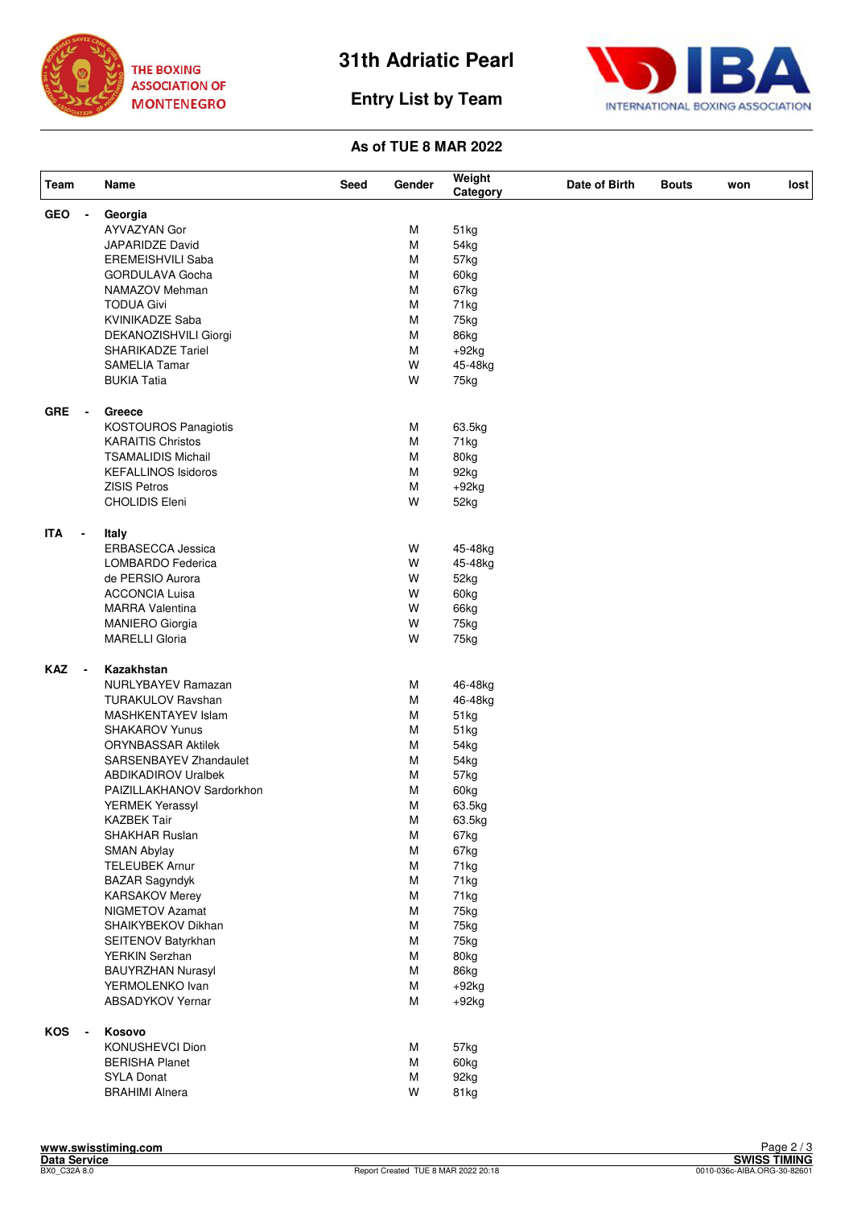# 31th Adriatic Pearl

## Entry List by Team

**As of TUE 8 MAR 2022**

| Team | Name | Seed | Gender | Weight Category | Date of Birth | Bouts | won | lost |
|---|---|---|---|---|---|---|---|---|
| **GEO -** | **Georgia** | | | | | | | |
| | AYVAZYAN Gor | | M | 51kg | | | | |
| | JAPARIDZE David | | M | 54kg | | | | |
| | EREMEISHVILI Saba | | M | 57kg | | | | |
| | GORDULAVA Gocha | | M | 60kg | | | | |
| | NAMAZOV Mehman | | M | 67kg | | | | |
| | TODUA Givi | | M | 71kg | | | | |
| | KVINIKADZE Saba | | M | 75kg | | | | |
| | DEKANOZISHVILI Giorgi | | M | 86kg | | | | |
| | SHARIKADZE Tariel | | M | +92kg | | | | |
| | SAMELIA Tamar | | W | 45-48kg | | | | |
| | BUKIA Tatia | | W | 75kg | | | | |
| **GRE -** | **Greece** | | | | | | | |
| | KOSTOUROS Panagiotis | | M | 63.5kg | | | | |
| | KARAITIS Christos | | M | 71kg | | | | |
| | TSAMALIDIS Michail | | M | 80kg | | | | |
| | KEFALLINOS Isidoros | | M | 92kg | | | | |
| | ZISIS Petros | | M | +92kg | | | | |
| | CHOLIDIS Eleni | | W | 52kg | | | | |
| **ITA -** | **Italy** | | | | | | | |
| | ERBASECCA Jessica | | W | 45-48kg | | | | |
| | LOMBARDO Federica | | W | 45-48kg | | | | |
| | de PERSIO Aurora | | W | 52kg | | | | |
| | ACCONCIA Luisa | | W | 60kg | | | | |
| | MARRA Valentina | | W | 66kg | | | | |
| | MANIERO Giorgia | | W | 75kg | | | | |
| | MARELLI Gloria | | W | 75kg | | | | |
| **KAZ -** | **Kazakhstan** | | | | | | | |
| | NURLYBAYEV Ramazan | | M | 46-48kg | | | | |
| | TURAKULOV Ravshan | | M | 46-48kg | | | | |
| | MASHKENTAYEV Islam | | M | 51kg | | | | |
| | SHAKAROV Yunus | | M | 51kg | | | | |
| | ORYNBASSAR Aktilek | | M | 54kg | | | | |
| | SARSENBAYEV Zhandaulet | | M | 54kg | | | | |
| | ABDIKADIROV Uralbek | | M | 57kg | | | | |
| | PAIZILLAKHANOV Sardorkhon | | M | 60kg | | | | |
| | YERMEK Yerassyl | | M | 63.5kg | | | | |
| | KAZBEK Tair | | M | 63.5kg | | | | |
| | SHAKHAR Ruslan | | M | 67kg | | | | |
| | SMAN Abylay | | M | 67kg | | | | |
| | TELEUBEK Arnur | | M | 71kg | | | | |
| | BAZAR Sagyndyk | | M | 71kg | | | | |
| | KARSAKOV Merey | | M | 71kg | | | | |
| | NIGMETOV Azamat | | M | 75kg | | | | |
| | SHAIKYBEKOV Dikhan | | M | 75kg | | | | |
| | SEITENOV Batyrkhan | | M | 75kg | | | | |
| | YERKIN Serzhan | | M | 80kg | | | | |
| | BAUYRZHAN Nurasyl | | M | 86kg | | | | |
| | YERMOLENKO Ivan | | M | +92kg | | | | |
| | ABSADYKOV Yernar | | M | +92kg | | | | |
| **KOS -** | **Kosovo** | | | | | | | |
| | KONUSHEVCI Dion | | M | 57kg | | | | |
| | BERISHA Planet | | M | 60kg | | | | |
| | SYLA Donat | | M | 92kg | | | | |
| | BRAHIMI Alnera | | W | 81kg | | | | |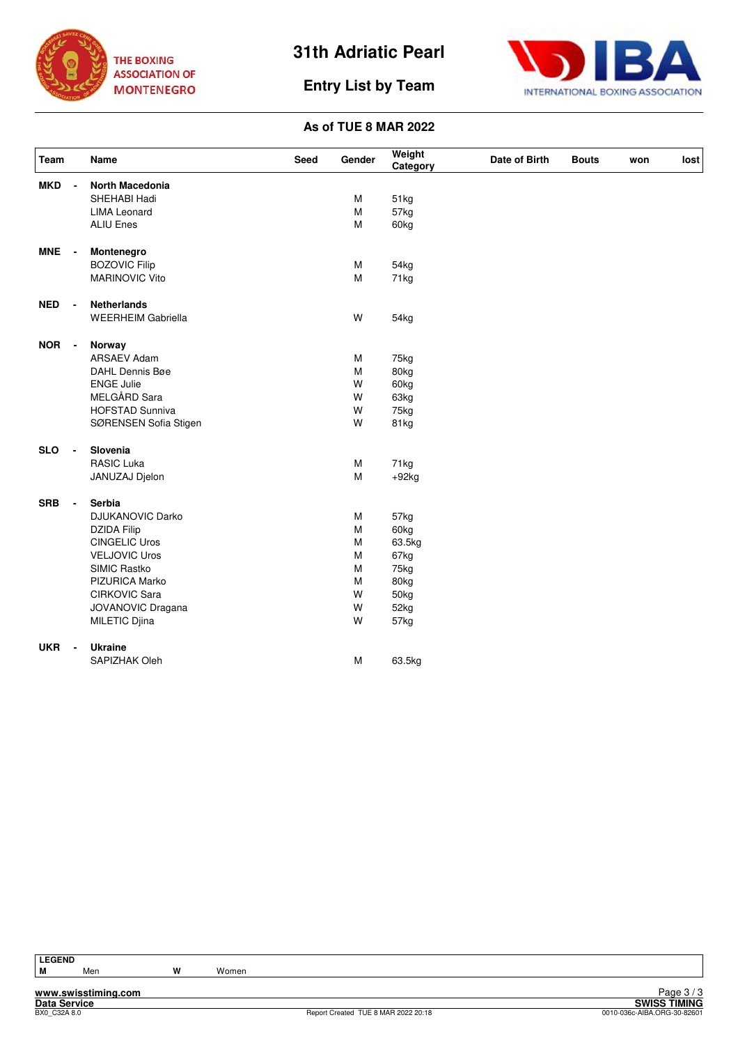THE BOXING ASSOCIATION OF MONTENEGRO

# 31th Adriatic Pearl

## Entry List by Team

INTERNATIONAL BOXING ASSOCIATION

### As of TUE 8 MAR 2022

| Team | Name | Seed | Gender | Weight Category | Date of Birth | Bouts | won | lost |
|---|---|---|---|---|---|---|---|---|
| **MKD -** | **North Macedonia** | | | | | | | |
| | SHEHABI Hadi | | M | 51kg | | | | |
| | LIMA Leonard | | M | 57kg | | | | |
| | ALIU Enes | | M | 60kg | | | | |
| **MNE -** | **Montenegro** | | | | | | | |
| | BOZOVIC Filip | | M | 54kg | | | | |
| | MARINOVIC Vito | | M | 71kg | | | | |
| **NED -** | **Netherlands** | | | | | | | |
| | WEERHEIM Gabriella | | W | 54kg | | | | |
| **NOR -** | **Norway** | | | | | | | |
| | ARSAEV Adam | | M | 75kg | | | | |
| | DAHL Dennis Bøe | | M | 80kg | | | | |
| | ENGE Julie | | W | 60kg | | | | |
| | MELGÅRD Sara | | W | 63kg | | | | |
| | HOFSTAD Sunniva | | W | 75kg | | | | |
| | SØRENSEN Sofia Stigen | | W | 81kg | | | | |
| **SLO -** | **Slovenia** | | | | | | | |
| | RASIC Luka | | M | 71kg | | | | |
| | JANUZAJ Djelon | | M | +92kg | | | | |
| **SRB -** | **Serbia** | | | | | | | |
| | DJUKANOVIC Darko | | M | 57kg | | | | |
| | DZIDA Filip | | M | 60kg | | | | |
| | CINGELIC Uros | | M | 63.5kg | | | | |
| | VELJOVIC Uros | | M | 67kg | | | | |
| | SIMIC Rastko | | M | 75kg | | | | |
| | PIZURICA Marko | | M | 80kg | | | | |
| | CIRKOVIC Sara | | W | 50kg | | | | |
| | JOVANOVIC Dragana | | W | 52kg | | | | |
| | MILETIC Djina | | W | 57kg | | | | |
| **UKR -** | **Ukraine** | | | | | | | |
| | SAPIZHAK Oleh | | M | 63.5kg | | | | |

**LEGEND**
**M** Men **W** Women

www.swisstiming.com
Data Service
BX0_C32A 8.0
Report Created TUE 8 MAR 2022 20:18
SWISS TIMING
0010-036c-AIBA.ORG-30-82601